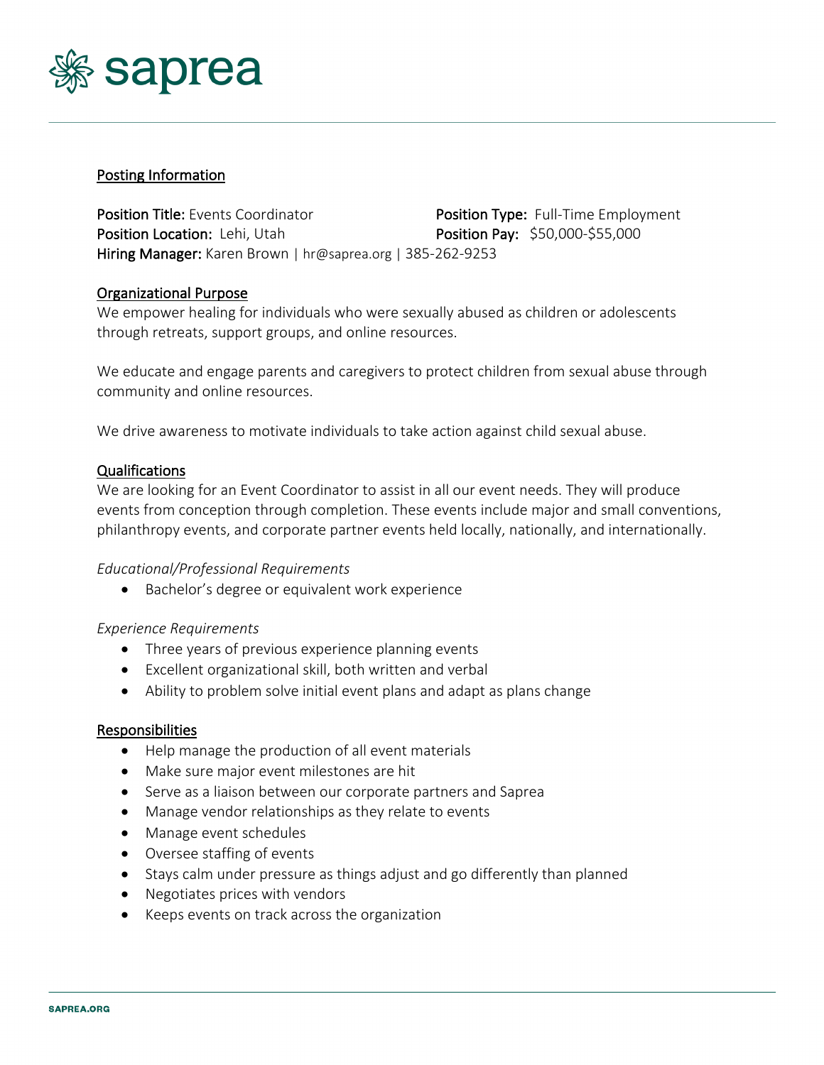saprea

## Posting Information

**Position Title:** Events Coordinator
**Position Type:** Full-Time Employment
**Position Location:** Lehi, Utah
**Position Pay:** $50,000-$55,000
**Hiring Manager:** Karen Brown | hr@saprea.org | 385-262-9253

## Organizational Purpose

We empower healing for individuals who were sexually abused as children or adolescents through retreats, support groups, and online resources.

We educate and engage parents and caregivers to protect children from sexual abuse through community and online resources.

We drive awareness to motivate individuals to take action against child sexual abuse.

## Qualifications

We are looking for an Event Coordinator to assist in all our event needs. They will produce events from conception through completion. These events include major and small conventions, philanthropy events, and corporate partner events held locally, nationally, and internationally.

*Educational/Professional Requirements*

- Bachelor's degree or equivalent work experience

*Experience Requirements*

- Three years of previous experience planning events
- Excellent organizational skill, both written and verbal
- Ability to problem solve initial event plans and adapt as plans change

## Responsibilities

- Help manage the production of all event materials
- Make sure major event milestones are hit
- Serve as a liaison between our corporate partners and Saprea
- Manage vendor relationships as they relate to events
- Manage event schedules
- Oversee staffing of events
- Stays calm under pressure as things adjust and go differently than planned
- Negotiates prices with vendors
- Keeps events on track across the organization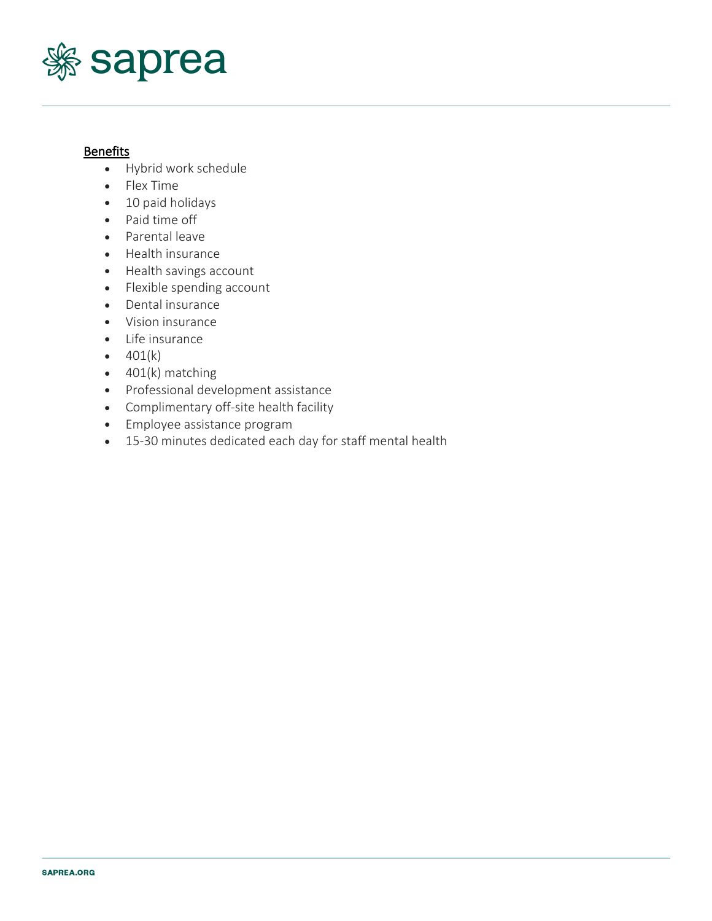## Benefits

- Hybrid work schedule
- Flex Time
- 10 paid holidays
- Paid time off
- Parental leave
- Health insurance
- Health savings account
- Flexible spending account
- Dental insurance
- Vision insurance
- Life insurance
- 401(k)
- 401(k) matching
- Professional development assistance
- Complimentary off-site health facility
- Employee assistance program
- 15-30 minutes dedicated each day for staff mental health